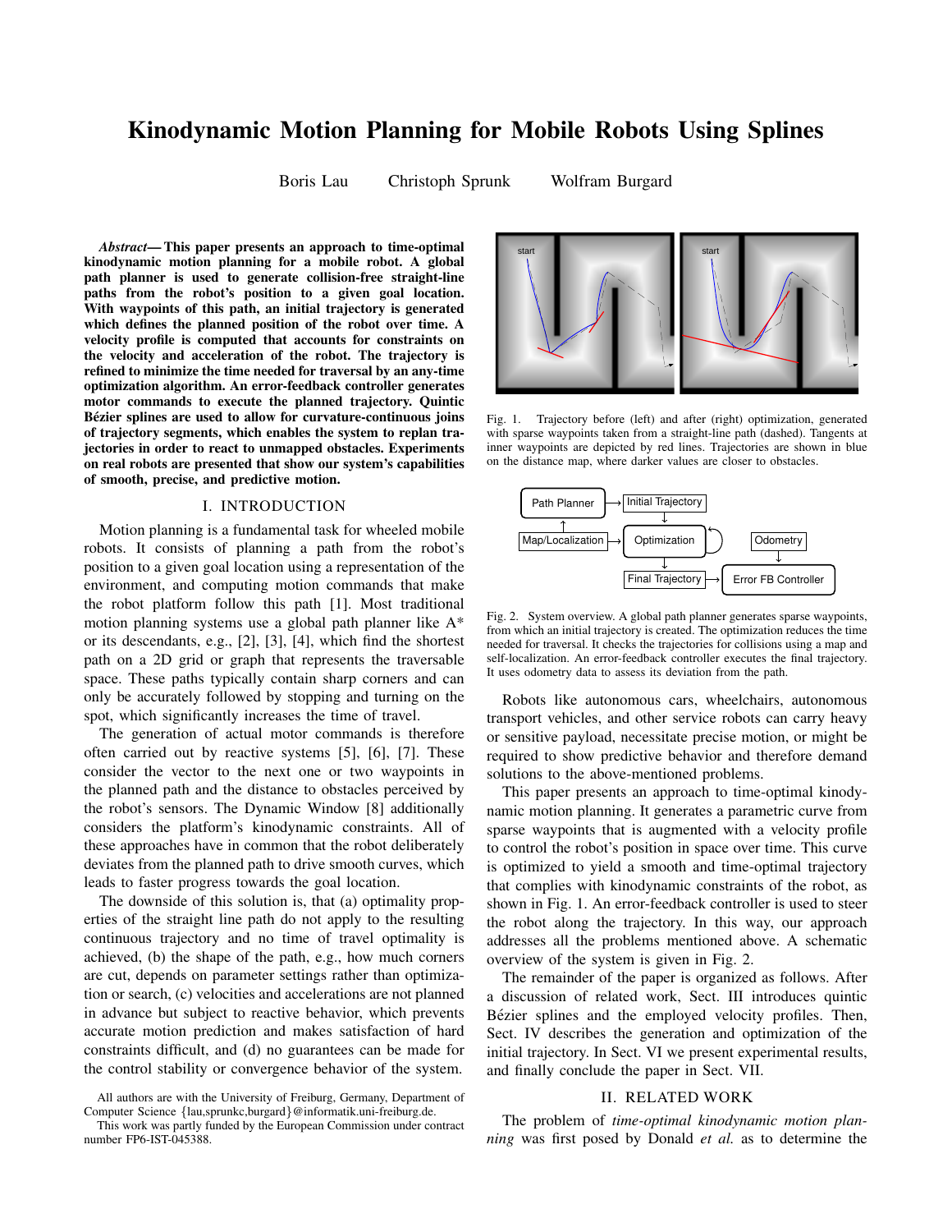# Kinodynamic Motion Planning for Mobile Robots Using Splines

Boris Lau  Christoph Sprunk  Wolfram Burgard

***Abstract*— This paper presents an approach to time-optimal kinodynamic motion planning for a mobile robot. A global path planner is used to generate collision-free straight-line paths from the robot's position to a given goal location. With waypoints of this path, an initial trajectory is generated which defines the planned position of the robot over time. A velocity profile is computed that accounts for constraints on the velocity and acceleration of the robot. The trajectory is refined to minimize the time needed for traversal by an any-time optimization algorithm. An error-feedback controller generates motor commands to execute the planned trajectory. Quintic Bézier splines are used to allow for curvature-continuous joins of trajectory segments, which enables the system to replan trajectories in order to react to unmapped obstacles. Experiments on real robots are presented that show our system's capabilities of smooth, precise, and predictive motion.**

## I. INTRODUCTION

Motion planning is a fundamental task for wheeled mobile robots. It consists of planning a path from the robot's position to a given goal location using a representation of the environment, and computing motion commands that make the robot platform follow this path [1]. Most traditional motion planning systems use a global path planner like A* or its descendants, e.g., [2], [3], [4], which find the shortest path on a 2D grid or graph that represents the traversable space. These paths typically contain sharp corners and can only be accurately followed by stopping and turning on the spot, which significantly increases the time of travel.

The generation of actual motor commands is therefore often carried out by reactive systems [5], [6], [7]. These consider the vector to the next one or two waypoints in the planned path and the distance to obstacles perceived by the robot's sensors. The Dynamic Window [8] additionally considers the platform's kinodynamic constraints. All of these approaches have in common that the robot deliberately deviates from the planned path to drive smooth curves, which leads to faster progress towards the goal location.

The downside of this solution is, that (a) optimality properties of the straight line path do not apply to the resulting continuous trajectory and no time of travel optimality is achieved, (b) the shape of the path, e.g., how much corners are cut, depends on parameter settings rather than optimization or search, (c) velocities and accelerations are not planned in advance but subject to reactive behavior, which prevents accurate motion prediction and makes satisfaction of hard constraints difficult, and (d) no guarantees can be made for the control stability or convergence behavior of the system.

All authors are with the University of Freiburg, Germany, Department of Computer Science {lau,sprunkc,burgard}@informatik.uni-freiburg.de.

This work was partly funded by the European Commission under contract number FP6-IST-045388.

Fig. 1. Trajectory before (left) and after (right) optimization, generated with sparse waypoints taken from a straight-line path (dashed). Tangents at inner waypoints are depicted by red lines. Trajectories are shown in blue on the distance map, where darker values are closer to obstacles.

Fig. 2. System overview. A global path planner generates sparse waypoints, from which an initial trajectory is created. The optimization reduces the time needed for traversal. It checks the trajectories for collisions using a map and self-localization. An error-feedback controller executes the final trajectory. It uses odometry data to assess its deviation from the path.

Robots like autonomous cars, wheelchairs, autonomous transport vehicles, and other service robots can carry heavy or sensitive payload, necessitate precise motion, or might be required to show predictive behavior and therefore demand solutions to the above-mentioned problems.

This paper presents an approach to time-optimal kinodynamic motion planning. It generates a parametric curve from sparse waypoints that is augmented with a velocity profile to control the robot's position in space over time. This curve is optimized to yield a smooth and time-optimal trajectory that complies with kinodynamic constraints of the robot, as shown in Fig. 1. An error-feedback controller is used to steer the robot along the trajectory. In this way, our approach addresses all the problems mentioned above. A schematic overview of the system is given in Fig. 2.

The remainder of the paper is organized as follows. After a discussion of related work, Sect. III introduces quintic Bézier splines and the employed velocity profiles. Then, Sect. IV describes the generation and optimization of the initial trajectory. In Sect. VI we present experimental results, and finally conclude the paper in Sect. VII.

## II. RELATED WORK

The problem of *time-optimal kinodynamic motion planning* was first posed by Donald *et al.* as to determine the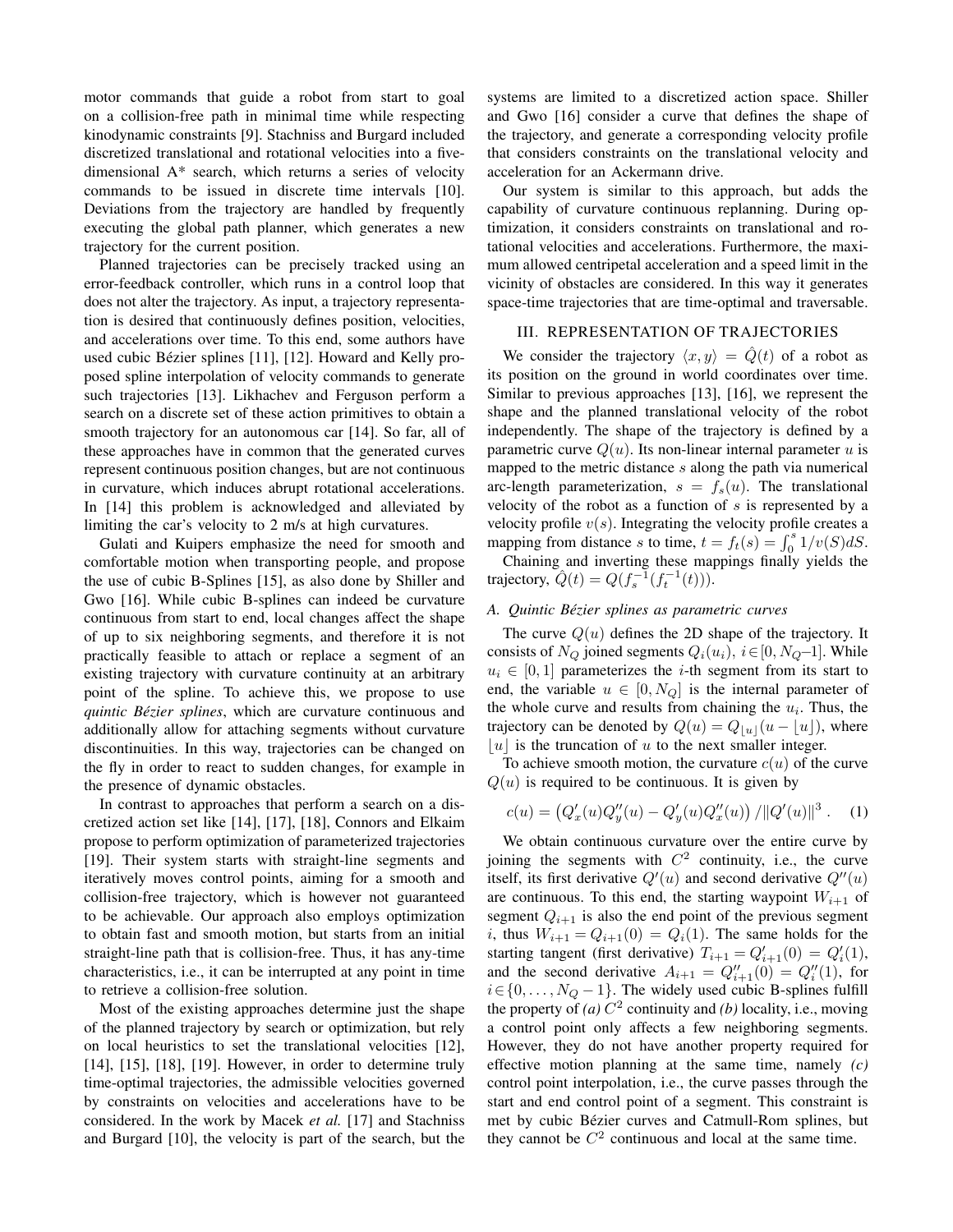motor commands that guide a robot from start to goal on a collision-free path in minimal time while respecting kinodynamic constraints [9]. Stachniss and Burgard included discretized translational and rotational velocities into a five-dimensional A* search, which returns a series of velocity commands to be issued in discrete time intervals [10]. Deviations from the trajectory are handled by frequently executing the global path planner, which generates a new trajectory for the current position.

Planned trajectories can be precisely tracked using an error-feedback controller, which runs in a control loop that does not alter the trajectory. As input, a trajectory representation is desired that continuously defines position, velocities, and accelerations over time. To this end, some authors have used cubic Bézier splines [11], [12]. Howard and Kelly proposed spline interpolation of velocity commands to generate such trajectories [13]. Likhachev and Ferguson perform a search on a discrete set of these action primitives to obtain a smooth trajectory for an autonomous car [14]. So far, all of these approaches have in common that the generated curves represent continuous position changes, but are not continuous in curvature, which induces abrupt rotational accelerations. In [14] this problem is acknowledged and alleviated by limiting the car's velocity to 2 m/s at high curvatures.

Gulati and Kuipers emphasize the need for smooth and comfortable motion when transporting people, and propose the use of cubic B-Splines [15], as also done by Shiller and Gwo [16]. While cubic B-splines can indeed be curvature continuous from start to end, local changes affect the shape of up to six neighboring segments, and therefore it is not practically feasible to attach or replace a segment of an existing trajectory with curvature continuity at an arbitrary point of the spline. To achieve this, we propose to use *quintic Bézier splines*, which are curvature continuous and additionally allow for attaching segments without curvature discontinuities. In this way, trajectories can be changed on the fly in order to react to sudden changes, for example in the presence of dynamic obstacles.

In contrast to approaches that perform a search on a discretized action set like [14], [17], [18], Connors and Elkaim propose to perform optimization of parameterized trajectories [19]. Their system starts with straight-line segments and iteratively moves control points, aiming for a smooth and collision-free trajectory, which is however not guaranteed to be achievable. Our approach also employs optimization to obtain fast and smooth motion, but starts from an initial straight-line path that is collision-free. Thus, it has any-time characteristics, i.e., it can be interrupted at any point in time to retrieve a collision-free solution.

Most of the existing approaches determine just the shape of the planned trajectory by search or optimization, but rely on local heuristics to set the translational velocities [12], [14], [15], [18], [19]. However, in order to determine truly time-optimal trajectories, the admissible velocities governed by constraints on velocities and accelerations have to be considered. In the work by Macek *et al.* [17] and Stachniss and Burgard [10], the velocity is part of the search, but the systems are limited to a discretized action space. Shiller and Gwo [16] consider a curve that defines the shape of the trajectory, and generate a corresponding velocity profile that considers constraints on the translational velocity and acceleration for an Ackermann drive.

Our system is similar to this approach, but adds the capability of curvature continuous replanning. During optimization, it considers constraints on translational and rotational velocities and accelerations. Furthermore, the maximum allowed centripetal acceleration and a speed limit in the vicinity of obstacles are considered. In this way it generates space-time trajectories that are time-optimal and traversable.

## III. REPRESENTATION OF TRAJECTORIES

We consider the trajectory $\langle x, y \rangle = \hat{Q}(t)$ of a robot as its position on the ground in world coordinates over time. Similar to previous approaches [13], [16], we represent the shape and the planned translational velocity of the robot independently. The shape of the trajectory is defined by a parametric curve $Q(u)$. Its non-linear internal parameter $u$ is mapped to the metric distance $s$ along the path via numerical arc-length parameterization, $s = f_s(u)$. The translational velocity of the robot as a function of $s$ is represented by a velocity profile $v(s)$. Integrating the velocity profile creates a mapping from distance $s$ to time, $t = f_t(s) = \int_0^s 1/v(S)dS$.

Chaining and inverting these mappings finally yields the trajectory, $\hat{Q}(t) = Q(f_s^{-1}(f_t^{-1}(t)))$.

### A. Quintic Bézier splines as parametric curves

The curve $Q(u)$ defines the 2D shape of the trajectory. It consists of $N_Q$ joined segments $Q_i(u_i)$, $i \in [0, N_Q - 1]$. While $u_i \in [0, 1]$ parameterizes the $i$-th segment from its start to end, the variable $u \in [0, N_Q]$ is the internal parameter of the whole curve and results from chaining the $u_i$. Thus, the trajectory can be denoted by $Q(u) = Q_{\lfloor u \rfloor}(u - \lfloor u \rfloor)$, where $\lfloor u \rfloor$ is the truncation of $u$ to the next smaller integer.

To achieve smooth motion, the curvature $c(u)$ of the curve $Q(u)$ is required to be continuous. It is given by

$$c(u) = \left(Q'_x(u)Q''_y(u) - Q'_y(u)Q''_x(u)\right) / \|Q'(u)\|^3 \,. \quad (1)$$

We obtain continuous curvature over the entire curve by joining the segments with $C^2$ continuity, i.e., the curve itself, its first derivative $Q'(u)$ and second derivative $Q''(u)$ are continuous. To this end, the starting waypoint $W_{i+1}$ of segment $Q_{i+1}$ is also the end point of the previous segment $i$, thus $W_{i+1} = Q_{i+1}(0) = Q_i(1)$. The same holds for the starting tangent (first derivative) $T_{i+1} = Q'_{i+1}(0) = Q'_i(1)$, and the second derivative $A_{i+1} = Q''_{i+1}(0) = Q''_i(1)$, for $i \in \{0, \ldots, N_Q - 1\}$. The widely used cubic B-splines fulfill the property of *(a)* $C^2$ continuity and *(b)* locality, i.e., moving a control point only affects a few neighboring segments. However, they do not have another property required for effective motion planning at the same time, namely *(c)* control point interpolation, i.e., the curve passes through the start and end control point of a segment. This constraint is met by cubic Bézier curves and Catmull-Rom splines, but they cannot be $C^2$ continuous and local at the same time.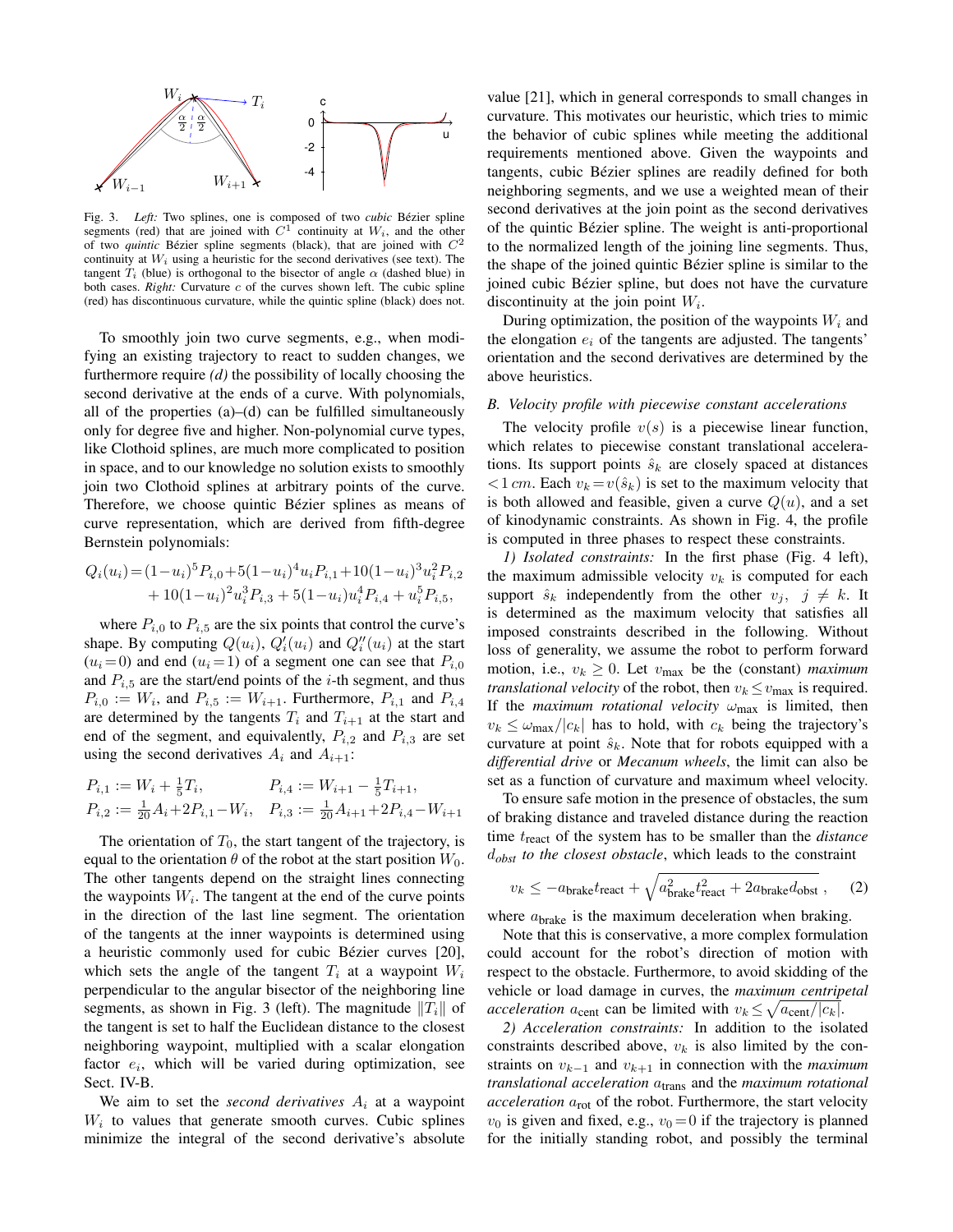Fig. 3. *Left:* Two splines, one is composed of two *cubic* Bézier spline segments (red) that are joined with $C^1$ continuity at $W_i$, and the other of two *quintic* Bézier spline segments (black), that are joined with $C^2$ continuity at $W_i$ using a heuristic for the second derivatives (see text). The tangent $T_i$ (blue) is orthogonal to the bisector of angle $\alpha$ (dashed blue) in both cases. *Right:* Curvature $c$ of the curves shown left. The cubic spline (red) has discontinuous curvature, while the quintic spline (black) does not.

To smoothly join two curve segments, e.g., when modifying an existing trajectory to react to sudden changes, we furthermore require *(d)* the possibility of locally choosing the second derivative at the ends of a curve. With polynomials, all of the properties (a)–(d) can be fulfilled simultaneously only for degree five and higher. Non-polynomial curve types, like Clothoid splines, are much more complicated to position in space, and to our knowledge no solution exists to smoothly join two Clothoid splines at arbitrary points of the curve. Therefore, we choose quintic Bézier splines as means of curve representation, which are derived from fifth-degree Bernstein polynomials:

$$
\begin{aligned}
Q_i(u_i) = & (1-u_i)^5 P_{i,0} + 5(1-u_i)^4 u_i P_{i,1} + 10(1-u_i)^3 u_i^2 P_{i,2} \\
& + 10(1-u_i)^2 u_i^3 P_{i,3} + 5(1-u_i) u_i^4 P_{i,4} + u_i^5 P_{i,5},
\end{aligned}
$$

where $P_{i,0}$ to $P_{i,5}$ are the six points that control the curve's shape. By computing $Q(u_i)$, $Q_i'(u_i)$ and $Q_i''(u_i)$ at the start ($u_i = 0$) and end ($u_i = 1$) of a segment one can see that $P_{i,0}$ and $P_{i,5}$ are the start/end points of the $i$-th segment, and thus $P_{i,0} := W_i$, and $P_{i,5} := W_{i+1}$. Furthermore, $P_{i,1}$ and $P_{i,4}$ are determined by the tangents $T_i$ and $T_{i+1}$ at the start and end of the segment, and equivalently, $P_{i,2}$ and $P_{i,3}$ are set using the second derivatives $A_i$ and $A_{i+1}$:

$$
\begin{aligned}
P_{i,1} &:= W_i + \tfrac{1}{5} T_i, & P_{i,4} &:= W_{i+1} - \tfrac{1}{5} T_{i+1}, \\
P_{i,2} &:= \tfrac{1}{20} A_i + 2 P_{i,1} - W_i, & P_{i,3} &:= \tfrac{1}{20} A_{i+1} + 2 P_{i,4} - W_{i+1}
\end{aligned}
$$

The orientation of $T_0$, the start tangent of the trajectory, is equal to the orientation $\theta$ of the robot at the start position $W_0$. The other tangents depend on the straight lines connecting the waypoints $W_i$. The tangent at the end of the curve points in the direction of the last line segment. The orientation of the tangents at the inner waypoints is determined using a heuristic commonly used for cubic Bézier curves [20], which sets the angle of the tangent $T_i$ at a waypoint $W_i$ perpendicular to the angular bisector of the neighboring line segments, as shown in Fig. 3 (left). The magnitude $\|T_i\|$ of the tangent is set to half the Euclidean distance to the closest neighboring waypoint, multiplied with a scalar elongation factor $e_i$, which will be varied during optimization, see Sect. IV-B.

We aim to set the *second derivatives* $A_i$ at a waypoint $W_i$ to values that generate smooth curves. Cubic splines minimize the integral of the second derivative's absolute value [21], which in general corresponds to small changes in curvature. This motivates our heuristic, which tries to mimic the behavior of cubic splines while meeting the additional requirements mentioned above. Given the waypoints and tangents, cubic Bézier splines are readily defined for both neighboring segments, and we use a weighted mean of their second derivatives at the join point as the second derivatives of the quintic Bézier spline. The weight is anti-proportional to the normalized length of the joining line segments. Thus, the shape of the joined quintic Bézier spline is similar to the joined cubic Bézier spline, but does not have the curvature discontinuity at the join point $W_i$.

During optimization, the position of the waypoints $W_i$ and the elongation $e_i$ of the tangents are adjusted. The tangents' orientation and the second derivatives are determined by the above heuristics.

### B. Velocity profile with piecewise constant accelerations

The velocity profile $v(s)$ is a piecewise linear function, which relates to piecewise constant translational accelerations. Its support points $\hat{s}_k$ are closely spaced at distances $< 1\,cm$. Each $v_k = v(\hat{s}_k)$ is set to the maximum velocity that is both allowed and feasible, given a curve $Q(u)$, and a set of kinodynamic constraints. As shown in Fig. 4, the profile is computed in three phases to respect these constraints.

*1) Isolated constraints:* In the first phase (Fig. 4 left), the maximum admissible velocity $v_k$ is computed for each support $\hat{s}_k$ independently from the other $v_j,\ j \neq k$. It is determined as the maximum velocity that satisfies all imposed constraints described in the following. Without loss of generality, we assume the robot to perform forward motion, i.e., $v_k \geq 0$. Let $v_{\max}$ be the (constant) *maximum translational velocity* of the robot, then $v_k \leq v_{\max}$ is required. If the *maximum rotational velocity* $\omega_{\max}$ is limited, then $v_k \leq \omega_{\max}/|c_k|$ has to hold, with $c_k$ being the trajectory's curvature at point $\hat{s}_k$. Note that for robots equipped with a *differential drive* or *Mecanum wheels*, the limit can also be set as a function of curvature and maximum wheel velocity.

To ensure safe motion in the presence of obstacles, the sum of braking distance and traveled distance during the reaction time $t_{\text{react}}$ of the system has to be smaller than the *distance* $d_{obst}$ *to the closest obstacle*, which leads to the constraint

$$
v_k \leq -a_{\text{brake}} t_{\text{react}} + \sqrt{a_{\text{brake}}^2 t_{\text{react}}^2 + 2 a_{\text{brake}} d_{\text{obst}}}\ , \qquad (2)
$$

where $a_{\text{brake}}$ is the maximum deceleration when braking.

Note that this is conservative, a more complex formulation could account for the robot's direction of motion with respect to the obstacle. Furthermore, to avoid skidding of the vehicle or load damage in curves, the *maximum centripetal acceleration* $a_{\text{cent}}$ can be limited with $v_k \leq \sqrt{a_{\text{cent}}/|c_k|}$.

*2) Acceleration constraints:* In addition to the isolated constraints described above, $v_k$ is also limited by the constraints on $v_{k-1}$ and $v_{k+1}$ in connection with the *maximum translational acceleration* $a_{\text{trans}}$ and the *maximum rotational acceleration* $a_{\text{rot}}$ of the robot. Furthermore, the start velocity $v_0$ is given and fixed, e.g., $v_0 = 0$ if the trajectory is planned for the initially standing robot, and possibly the terminal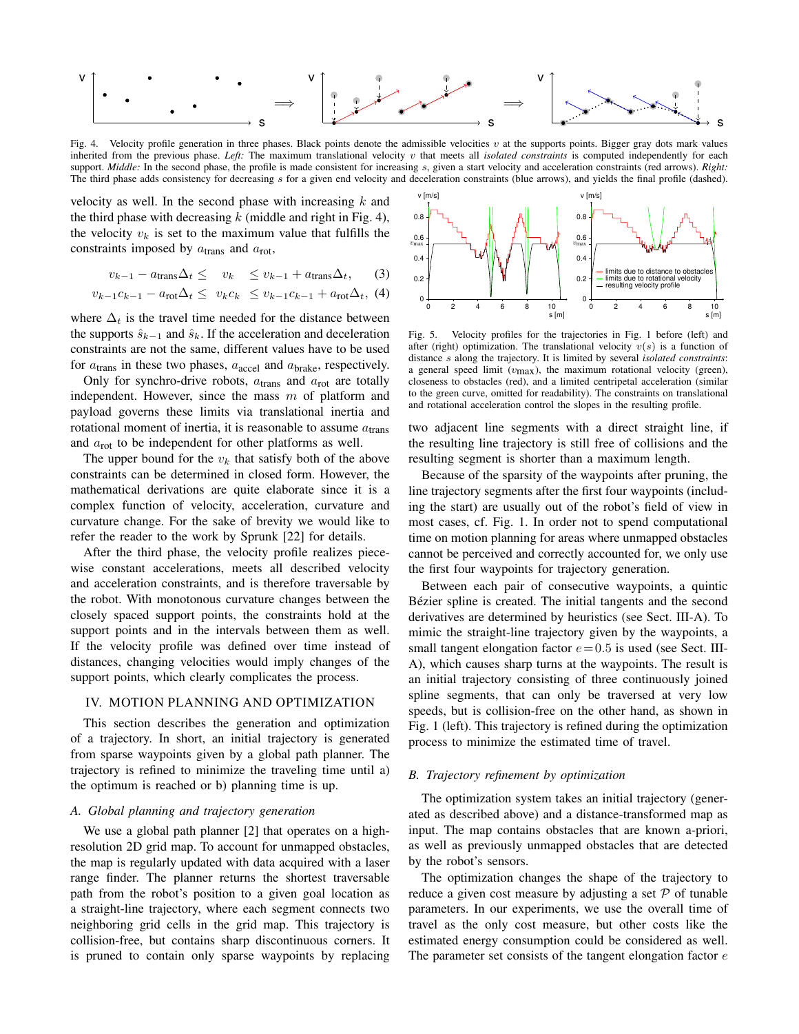Fig. 4. Velocity profile generation in three phases. Black points denote the admissible velocities $v$ at the supports points. Bigger gray dots mark values inherited from the previous phase. *Left:* The maximum translational velocity $v$ that meets all *isolated constraints* is computed independently for each support. *Middle:* In the second phase, the profile is made consistent for increasing $s$, given a start velocity and acceleration constraints (red arrows). *Right:* The third phase adds consistency for decreasing $s$ for a given end velocity and deceleration constraints (blue arrows), and yields the final profile (dashed).

velocity as well. In the second phase with increasing $k$ and the third phase with decreasing $k$ (middle and right in Fig. 4), the velocity $v_k$ is set to the maximum value that fulfills the constraints imposed by $a_{\text{trans}}$ and $a_{\text{rot}}$,

$$v_{k-1} - a_{\text{trans}}\Delta_t \leq \quad v_k \quad \leq v_{k-1} + a_{\text{trans}}\Delta_t, \tag{3}$$

$$v_{k-1}c_{k-1} - a_{\text{rot}}\Delta_t \leq \ v_k c_k \ \leq v_{k-1}c_{k-1} + a_{\text{rot}}\Delta_t, \tag{4}$$

where $\Delta_t$ is the travel time needed for the distance between the supports $\hat{s}_{k-1}$ and $\hat{s}_k$. If the acceleration and deceleration constraints are not the same, different values have to be used for $a_{\text{trans}}$ in these two phases, $a_{\text{accel}}$ and $a_{\text{brake}}$, respectively.

Only for synchro-drive robots, $a_{\text{trans}}$ and $a_{\text{rot}}$ are totally independent. However, since the mass $m$ of platform and payload governs these limits via translational inertia and rotational moment of inertia, it is reasonable to assume $a_{\text{trans}}$ and $a_{\text{rot}}$ to be independent for other platforms as well.

The upper bound for the $v_k$ that satisfy both of the above constraints can be determined in closed form. However, the mathematical derivations are quite elaborate since it is a complex function of velocity, acceleration, curvature and curvature change. For the sake of brevity we would like to refer the reader to the work by Sprunk [22] for details.

After the third phase, the velocity profile realizes piecewise constant accelerations, meets all described velocity and acceleration constraints, and is therefore traversable by the robot. With monotonous curvature changes between the closely spaced support points, the constraints hold at the support points and in the intervals between them as well. If the velocity profile was defined over time instead of distances, changing velocities would imply changes of the support points, which clearly complicates the process.

## IV. Motion Planning and Optimization

This section describes the generation and optimization of a trajectory. In short, an initial trajectory is generated from sparse waypoints given by a global path planner. The trajectory is refined to minimize the traveling time until a) the optimum is reached or b) planning time is up.

### A. Global planning and trajectory generation

We use a global path planner [2] that operates on a high-resolution 2D grid map. To account for unmapped obstacles, the map is regularly updated with data acquired with a laser range finder. The planner returns the shortest traversable path from the robot's position to a given goal location as a straight-line trajectory, where each segment connects two neighboring grid cells in the grid map. This trajectory is collision-free, but contains sharp discontinuous corners. It is pruned to contain only sparse waypoints by replacing two adjacent line segments with a direct straight line, if the resulting line trajectory is still free of collisions and the resulting segment is shorter than a maximum length.

Fig. 5. Velocity profiles for the trajectories in Fig. 1 before (left) and after (right) optimization. The translational velocity $v(s)$ is a function of distance $s$ along the trajectory. It is limited by several *isolated constraints*: a general speed limit ($v_{\text{max}}$), the maximum rotational velocity (green), closeness to obstacles (red), and a limited centripetal acceleration (similar to the green curve, omitted for readability). The constraints on translational and rotational acceleration control the slopes in the resulting profile.

Because of the sparsity of the waypoints after pruning, the line trajectory segments after the first four waypoints (including the start) are usually out of the robot's field of view in most cases, cf. Fig. 1. In order not to spend computational time on motion planning for areas where unmapped obstacles cannot be perceived and correctly accounted for, we only use the first four waypoints for trajectory generation.

Between each pair of consecutive waypoints, a quintic Bézier spline is created. The initial tangents and the second derivatives are determined by heuristics (see Sect. III-A). To mimic the straight-line trajectory given by the waypoints, a small tangent elongation factor $e = 0.5$ is used (see Sect. III-A), which causes sharp turns at the waypoints. The result is an initial trajectory consisting of three continuously joined spline segments, that can only be traversed at very low speeds, but is collision-free on the other hand, as shown in Fig. 1 (left). This trajectory is refined during the optimization process to minimize the estimated time of travel.

### B. Trajectory refinement by optimization

The optimization system takes an initial trajectory (generated as described above) and a distance-transformed map as input. The map contains obstacles that are known a-priori, as well as previously unmapped obstacles that are detected by the robot's sensors.

The optimization changes the shape of the trajectory to reduce a given cost measure by adjusting a set $\mathcal{P}$ of tunable parameters. In our experiments, we use the overall time of travel as the only cost measure, but other costs like the estimated energy consumption could be considered as well. The parameter set consists of the tangent elongation factor $e$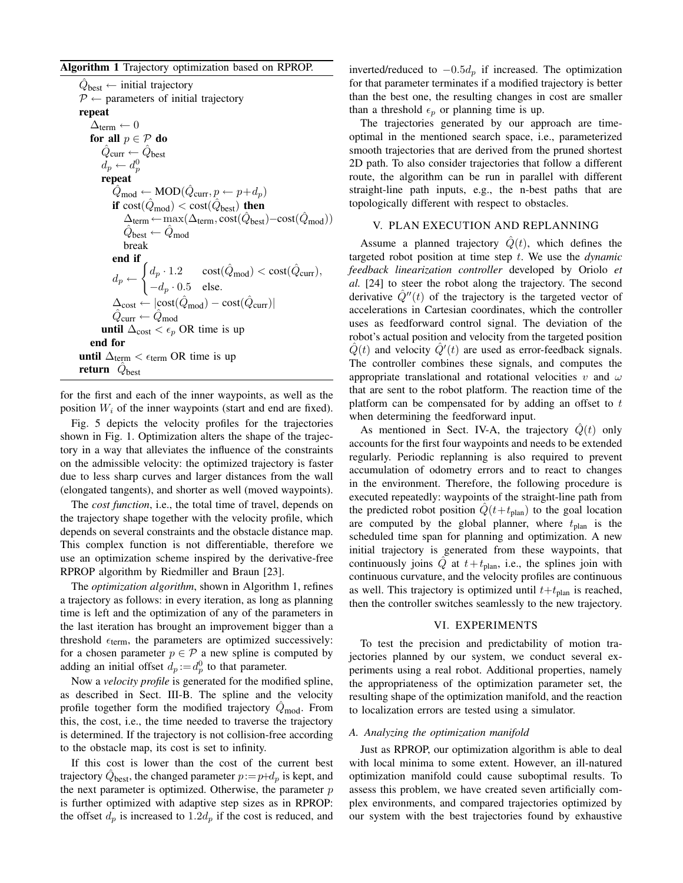**Algorithm 1** Trajectory optimization based on RPROP.

```
Q̂_best ← initial trajectory
P ← parameters of initial trajectory
repeat
    Δ_term ← 0
    for all p ∈ P do
        Q̂_curr ← Q̂_best
        d_p ← d_p^0
        repeat
            Q̂_mod ← MOD(Q̂_curr, p ← p+d_p)
            if cost(Q̂_mod) < cost(Q̂_best) then
                Δ_term ← max(Δ_term, cost(Q̂_best)−cost(Q̂_mod))
                Q̂_best ← Q̂_mod
                break
            end if
            d_p ← { d_p · 1.2      cost(Q̂_mod) < cost(Q̂_curr),
                  { −d_p · 0.5     else.
            Δ_cost ← |cost(Q̂_mod) − cost(Q̂_curr)|
            Q̂_curr ← Q̂_mod
        until Δ_cost < ε_p OR time is up
    end for
until Δ_term < ε_term OR time is up
return Q̂_best
```

for the first and each of the inner waypoints, as well as the position $W_i$ of the inner waypoints (start and end are fixed).

Fig. 5 depicts the velocity profiles for the trajectories shown in Fig. 1. Optimization alters the shape of the trajectory in a way that alleviates the influence of the constraints on the admissible velocity: the optimized trajectory is faster due to less sharp curves and larger distances from the wall (elongated tangents), and shorter as well (moved waypoints).

The *cost function*, i.e., the total time of travel, depends on the trajectory shape together with the velocity profile, which depends on several constraints and the obstacle distance map. This complex function is not differentiable, therefore we use an optimization scheme inspired by the derivative-free RPROP algorithm by Riedmiller and Braun [23].

The *optimization algorithm*, shown in Algorithm 1, refines a trajectory as follows: in every iteration, as long as planning time is left and the optimization of any of the parameters in the last iteration has brought an improvement bigger than a threshold $\epsilon_{\text{term}}$, the parameters are optimized successively: for a chosen parameter $p \in \mathcal{P}$ a new spline is computed by adding an initial offset $d_p := d_p^0$ to that parameter.

Now a *velocity profile* is generated for the modified spline, as described in Sect. III-B. The spline and the velocity profile together form the modified trajectory $\hat{Q}_{\text{mod}}$. From this, the cost, i.e., the time needed to traverse the trajectory is determined. If the trajectory is not collision-free according to the obstacle map, its cost is set to infinity.

If this cost is lower than the cost of the current best trajectory $\hat{Q}_{\text{best}}$, the changed parameter $p := p + d_p$ is kept, and the next parameter is optimized. Otherwise, the parameter $p$ is further optimized with adaptive step sizes as in RPROP: the offset $d_p$ is increased to $1.2 d_p$ if the cost is reduced, and inverted/reduced to $-0.5 d_p$ if increased. The optimization for that parameter terminates if a modified trajectory is better than the best one, the resulting changes in cost are smaller than a threshold $\epsilon_p$ or planning time is up.

The trajectories generated by our approach are time-optimal in the mentioned search space, i.e., parameterized smooth trajectories that are derived from the pruned shortest 2D path. To also consider trajectories that follow a different route, the algorithm can be run in parallel with different straight-line path inputs, e.g., the n-best paths that are topologically different with respect to obstacles.

## V. PLAN EXECUTION AND REPLANNING

Assume a planned trajectory $\hat{Q}(t)$, which defines the targeted robot position at time step $t$. We use the *dynamic feedback linearization controller* developed by Oriolo *et al.* [24] to steer the robot along the trajectory. The second derivative $\hat{Q}''(t)$ of the trajectory is the targeted vector of accelerations in Cartesian coordinates, which the controller uses as feedforward control signal. The deviation of the robot's actual position and velocity from the targeted position $\hat{Q}(t)$ and velocity $\hat{Q}'(t)$ are used as error-feedback signals. The controller combines these signals, and computes the appropriate translational and rotational velocities $v$ and $\omega$ that are sent to the robot platform. The reaction time of the platform can be compensated for by adding an offset to $t$ when determining the feedforward input.

As mentioned in Sect. IV-A, the trajectory $\hat{Q}(t)$ only accounts for the first four waypoints and needs to be extended regularly. Periodic replanning is also required to prevent accumulation of odometry errors and to react to changes in the environment. Therefore, the following procedure is executed repeatedly: waypoints of the straight-line path from the predicted robot position $\hat{Q}(t+t_{\text{plan}})$ to the goal location are computed by the global planner, where $t_{\text{plan}}$ is the scheduled time span for planning and optimization. A new initial trajectory is generated from these waypoints, that continuously joins $\hat{Q}$ at $t+t_{\text{plan}}$, i.e., the splines join with continuous curvature, and the velocity profiles are continuous as well. This trajectory is optimized until $t+t_{\text{plan}}$ is reached, then the controller switches seamlessly to the new trajectory.

## VI. EXPERIMENTS

To test the precision and predictability of motion trajectories planned by our system, we conduct several experiments using a real robot. Additional properties, namely the appropriateness of the optimization parameter set, the resulting shape of the optimization manifold, and the reaction to localization errors are tested using a simulator.

### A. Analyzing the optimization manifold

Just as RPROP, our optimization algorithm is able to deal with local minima to some extent. However, an ill-natured optimization manifold could cause suboptimal results. To assess this problem, we have created seven artificially complex environments, and compared trajectories optimized by our system with the best trajectories found by exhaustive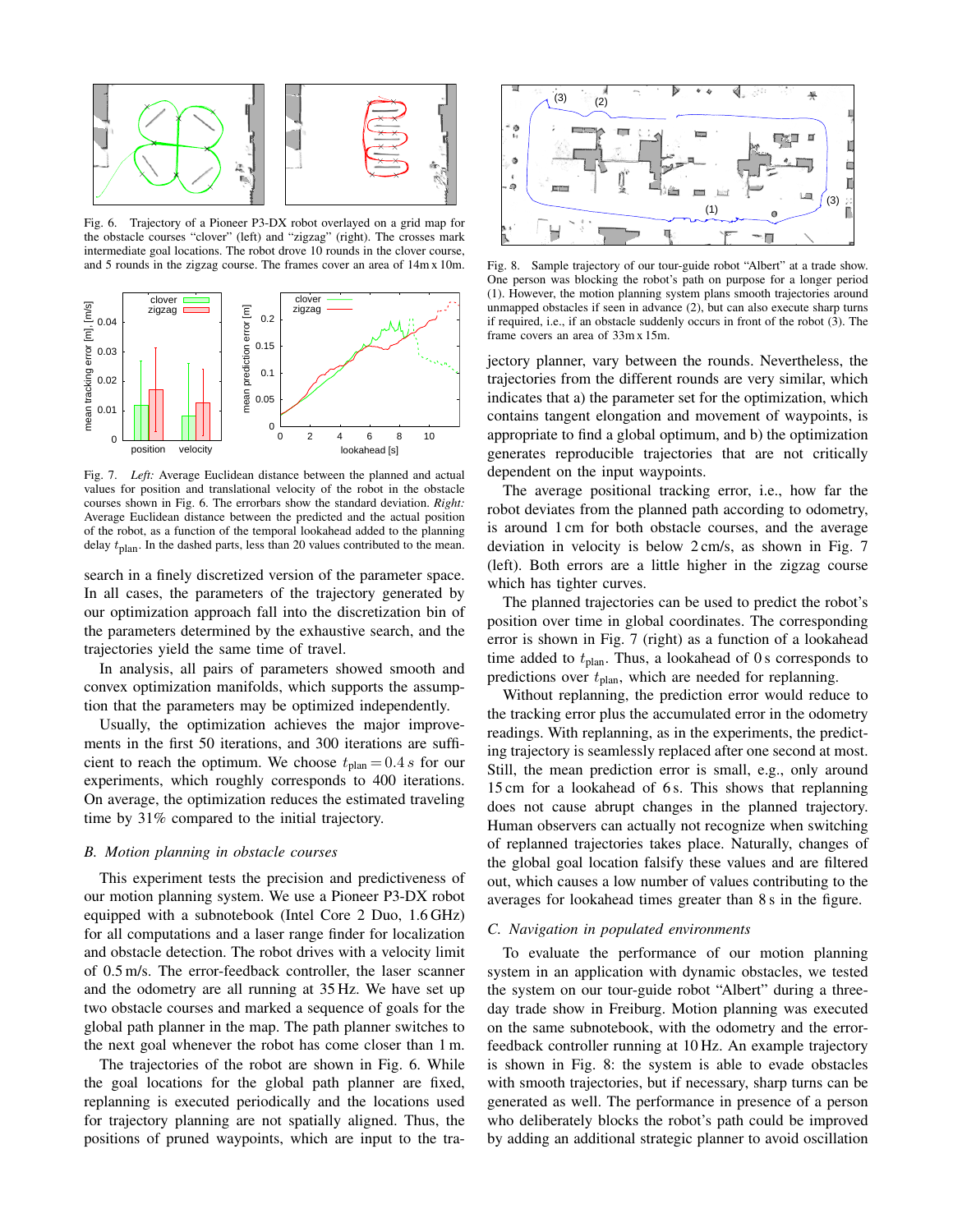Fig. 6. Trajectory of a Pioneer P3-DX robot overlayed on a grid map for the obstacle courses "clover" (left) and "zigzag" (right). The crosses mark intermediate goal locations. The robot drove 10 rounds in the clover course, and 5 rounds in the zigzag course. The frames cover an area of 14m x 10m.

Fig. 7. *Left:* Average Euclidean distance between the planned and actual values for position and translational velocity of the robot in the obstacle courses shown in Fig. 6. The errorbars show the standard deviation. *Right:* Average Euclidean distance between the predicted and the actual position of the robot, as a function of the temporal lookahead added to the planning delay $t_{\text{plan}}$. In the dashed parts, less than 20 values contributed to the mean.

search in a finely discretized version of the parameter space. In all cases, the parameters of the trajectory generated by our optimization approach fall into the discretization bin of the parameters determined by the exhaustive search, and the trajectories yield the same time of travel.

In analysis, all pairs of parameters showed smooth and convex optimization manifolds, which supports the assumption that the parameters may be optimized independently.

Usually, the optimization achieves the major improvements in the first 50 iterations, and 300 iterations are sufficient to reach the optimum. We choose $t_{\text{plan}} = 0.4\,s$ for our experiments, which roughly corresponds to 400 iterations. On average, the optimization reduces the estimated traveling time by 31% compared to the initial trajectory.

### B. Motion planning in obstacle courses

This experiment tests the precision and predictiveness of our motion planning system. We use a Pioneer P3-DX robot equipped with a subnotebook (Intel Core 2 Duo, 1.6 GHz) for all computations and a laser range finder for localization and obstacle detection. The robot drives with a velocity limit of 0.5 m/s. The error-feedback controller, the laser scanner and the odometry are all running at 35 Hz. We have set up two obstacle courses and marked a sequence of goals for the global path planner in the map. The path planner switches to the next goal whenever the robot has come closer than 1 m.

The trajectories of the robot are shown in Fig. 6. While the goal locations for the global path planner are fixed, replanning is executed periodically and the locations used for trajectory planning are not spatially aligned. Thus, the positions of pruned waypoints, which are input to the trajectory planner, vary between the rounds. Nevertheless, the trajectories from the different rounds are very similar, which indicates that a) the parameter set for the optimization, which contains tangent elongation and movement of waypoints, is appropriate to find a global optimum, and b) the optimization generates reproducible trajectories that are not critically dependent on the input waypoints.

Fig. 8. Sample trajectory of our tour-guide robot "Albert" at a trade show. One person was blocking the robot's path on purpose for a longer period (1). However, the motion planning system plans smooth trajectories around unmapped obstacles if seen in advance (2), but can also execute sharp turns if required, i.e., if an obstacle suddenly occurs in front of the robot (3). The frame covers an area of 33m x 15m.

The average positional tracking error, i.e., how far the robot deviates from the planned path according to odometry, is around 1 cm for both obstacle courses, and the average deviation in velocity is below 2 cm/s, as shown in Fig. 7 (left). Both errors are a little higher in the zigzag course which has tighter curves.

The planned trajectories can be used to predict the robot's position over time in global coordinates. The corresponding error is shown in Fig. 7 (right) as a function of a lookahead time added to $t_{\text{plan}}$. Thus, a lookahead of 0 s corresponds to predictions over $t_{\text{plan}}$, which are needed for replanning.

Without replanning, the prediction error would reduce to the tracking error plus the accumulated error in the odometry readings. With replanning, as in the experiments, the predicting trajectory is seamlessly replaced after one second at most. Still, the mean prediction error is small, e.g., only around 15 cm for a lookahead of 6 s. This shows that replanning does not cause abrupt changes in the planned trajectory. Human observers can actually not recognize when switching of replanned trajectories takes place. Naturally, changes of the global goal location falsify these values and are filtered out, which causes a low number of values contributing to the averages for lookahead times greater than 8 s in the figure.

### C. Navigation in populated environments

To evaluate the performance of our motion planning system in an application with dynamic obstacles, we tested the system on our tour-guide robot "Albert" during a three-day trade show in Freiburg. Motion planning was executed on the same subnotebook, with the odometry and the error-feedback controller running at 10 Hz. An example trajectory is shown in Fig. 8: the system is able to evade obstacles with smooth trajectories, but if necessary, sharp turns can be generated as well. The performance in presence of a person who deliberately blocks the robot's path could be improved by adding an additional strategic planner to avoid oscillation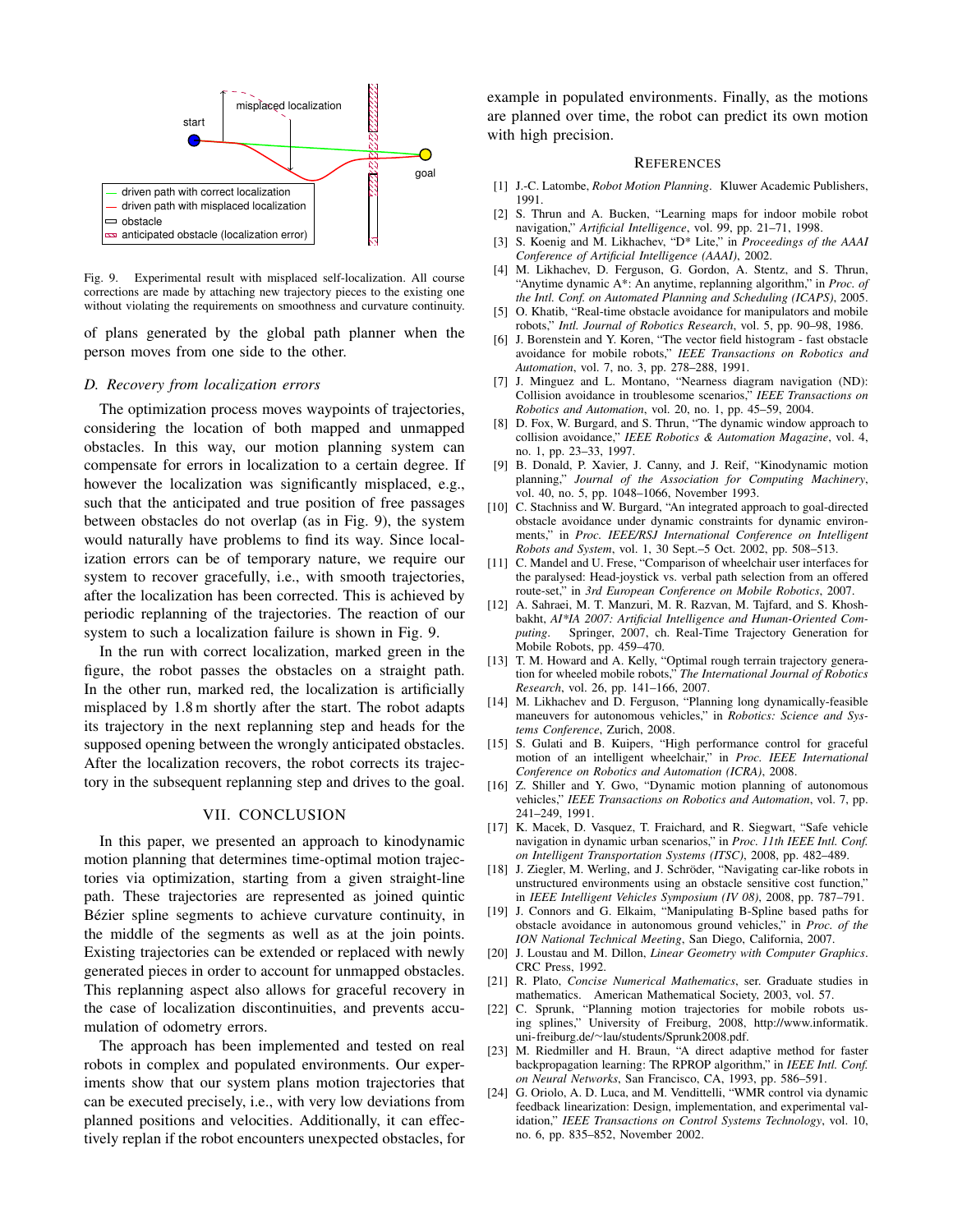misplaced localization

start

goal

— driven path with correct localization
— driven path with misplaced localization
obstacle
anticipated obstacle (localization error)

Fig. 9. Experimental result with misplaced self-localization. All course corrections are made by attaching new trajectory pieces to the existing one without violating the requirements on smoothness and curvature continuity.

of plans generated by the global path planner when the person moves from one side to the other.

### *D. Recovery from localization errors*

The optimization process moves waypoints of trajectories, considering the location of both mapped and unmapped obstacles. In this way, our motion planning system can compensate for errors in localization to a certain degree. If however the localization was significantly misplaced, e.g., such that the anticipated and true position of free passages between obstacles do not overlap (as in Fig. 9), the system would naturally have problems to find its way. Since localization errors can be of temporary nature, we require our system to recover gracefully, i.e., with smooth trajectories, after the localization has been corrected. This is achieved by periodic replanning of the trajectories. The reaction of our system to such a localization failure is shown in Fig. 9.

In the run with correct localization, marked green in the figure, the robot passes the obstacles on a straight path. In the other run, marked red, the localization is artificially misplaced by 1.8 m shortly after the start. The robot adapts its trajectory in the next replanning step and heads for the supposed opening between the wrongly anticipated obstacles. After the localization recovers, the robot corrects its trajectory in the subsequent replanning step and drives to the goal.

## VII. CONCLUSION

In this paper, we presented an approach to kinodynamic motion planning that determines time-optimal motion trajectories via optimization, starting from a given straight-line path. These trajectories are represented as joined quintic Bézier spline segments to achieve curvature continuity, in the middle of the segments as well as at the join points. Existing trajectories can be extended or replaced with newly generated pieces in order to account for unmapped obstacles. This replanning aspect also allows for graceful recovery in the case of localization discontinuities, and prevents accumulation of odometry errors.

The approach has been implemented and tested on real robots in complex and populated environments. Our experiments show that our system plans motion trajectories that can be executed precisely, i.e., with very low deviations from planned positions and velocities. Additionally, it can effectively replan if the robot encounters unexpected obstacles, for example in populated environments. Finally, as the motions are planned over time, the robot can predict its own motion with high precision.

## REFERENCES

[1] J.-C. Latombe, *Robot Motion Planning*. Kluwer Academic Publishers, 1991.

[2] S. Thrun and A. Bucken, "Learning maps for indoor mobile robot navigation," *Artificial Intelligence*, vol. 99, pp. 21–71, 1998.

[3] S. Koenig and M. Likhachev, "D* Lite," in *Proceedings of the AAAI Conference of Artificial Intelligence (AAAI)*, 2002.

[4] M. Likhachev, D. Ferguson, G. Gordon, A. Stentz, and S. Thrun, "Anytime dynamic A*: An anytime, replanning algorithm," in *Proc. of the Intl. Conf. on Automated Planning and Scheduling (ICAPS)*, 2005.

[5] O. Khatib, "Real-time obstacle avoidance for manipulators and mobile robots," *Intl. Journal of Robotics Research*, vol. 5, pp. 90–98, 1986.

[6] J. Borenstein and Y. Koren, "The vector field histogram - fast obstacle avoidance for mobile robots," *IEEE Transactions on Robotics and Automation*, vol. 7, no. 3, pp. 278–288, 1991.

[7] J. Minguez and L. Montano, "Nearness diagram navigation (ND): Collision avoidance in troublesome scenarios," *IEEE Transactions on Robotics and Automation*, vol. 20, no. 1, pp. 45–59, 2004.

[8] D. Fox, W. Burgard, and S. Thrun, "The dynamic window approach to collision avoidance," *IEEE Robotics & Automation Magazine*, vol. 4, no. 1, pp. 23–33, 1997.

[9] B. Donald, P. Xavier, J. Canny, and J. Reif, "Kinodynamic motion planning," *Journal of the Association for Computing Machinery*, vol. 40, no. 5, pp. 1048–1066, November 1993.

[10] C. Stachniss and W. Burgard, "An integrated approach to goal-directed obstacle avoidance under dynamic constraints for dynamic environments," in *Proc. IEEE/RSJ International Conference on Intelligent Robots and System*, vol. 1, 30 Sept.–5 Oct. 2002, pp. 508–513.

[11] C. Mandel and U. Frese, "Comparison of wheelchair user interfaces for the paralysed: Head-joystick vs. verbal path selection from an offered route-set," in *3rd European Conference on Mobile Robotics*, 2007.

[12] A. Sahraei, M. T. Manzuri, M. R. Razvan, M. Tajfard, and S. Khoshbakht, *AI*IA 2007: Artificial Intelligence and Human-Oriented Computing*. Springer, 2007, ch. Real-Time Trajectory Generation for Mobile Robots, pp. 459–470.

[13] T. M. Howard and A. Kelly, "Optimal rough terrain trajectory generation for wheeled mobile robots," *The International Journal of Robotics Research*, vol. 26, pp. 141–166, 2007.

[14] M. Likhachev and D. Ferguson, "Planning long dynamically-feasible maneuvers for autonomous vehicles," in *Robotics: Science and Systems Conference*, Zurich, 2008.

[15] S. Gulati and B. Kuipers, "High performance control for graceful motion of an intelligent wheelchair," in *Proc. IEEE International Conference on Robotics and Automation (ICRA)*, 2008.

[16] Z. Shiller and Y. Gwo, "Dynamic motion planning of autonomous vehicles," *IEEE Transactions on Robotics and Automation*, vol. 7, pp. 241–249, 1991.

[17] K. Macek, D. Vasquez, T. Fraichard, and R. Siegwart, "Safe vehicle navigation in dynamic urban scenarios," in *Proc. 11th IEEE Intl. Conf. on Intelligent Transportation Systems (ITSC)*, 2008, pp. 482–489.

[18] J. Ziegler, M. Werling, and J. Schröder, "Navigating car-like robots in unstructured environments using an obstacle sensitive cost function," in *IEEE Intelligent Vehicles Symposium (IV 08)*, 2008, pp. 787–791.

[19] J. Connors and G. Elkaim, "Manipulating B-Spline based paths for obstacle avoidance in autonomous ground vehicles," in *Proc. of the ION National Technical Meeting*, San Diego, California, 2007.

[20] J. Loustau and M. Dillon, *Linear Geometry with Computer Graphics*. CRC Press, 1992.

[21] R. Plato, *Concise Numerical Mathematics*, ser. Graduate studies in mathematics. American Mathematical Society, 2003, vol. 57.

[22] C. Sprunk, "Planning motion trajectories for mobile robots using splines," University of Freiburg, 2008, http://www.informatik.uni-freiburg.de/~lau/students/Sprunk2008.pdf.

[23] M. Riedmiller and H. Braun, "A direct adaptive method for faster backpropagation learning: The RPROP algorithm," in *IEEE Intl. Conf. on Neural Networks*, San Francisco, CA, 1993, pp. 586–591.

[24] G. Oriolo, A. D. Luca, and M. Vendittelli, "WMR control via dynamic feedback linearization: Design, implementation, and experimental validation," *IEEE Transactions on Control Systems Technology*, vol. 10, no. 6, pp. 835–852, November 2002.